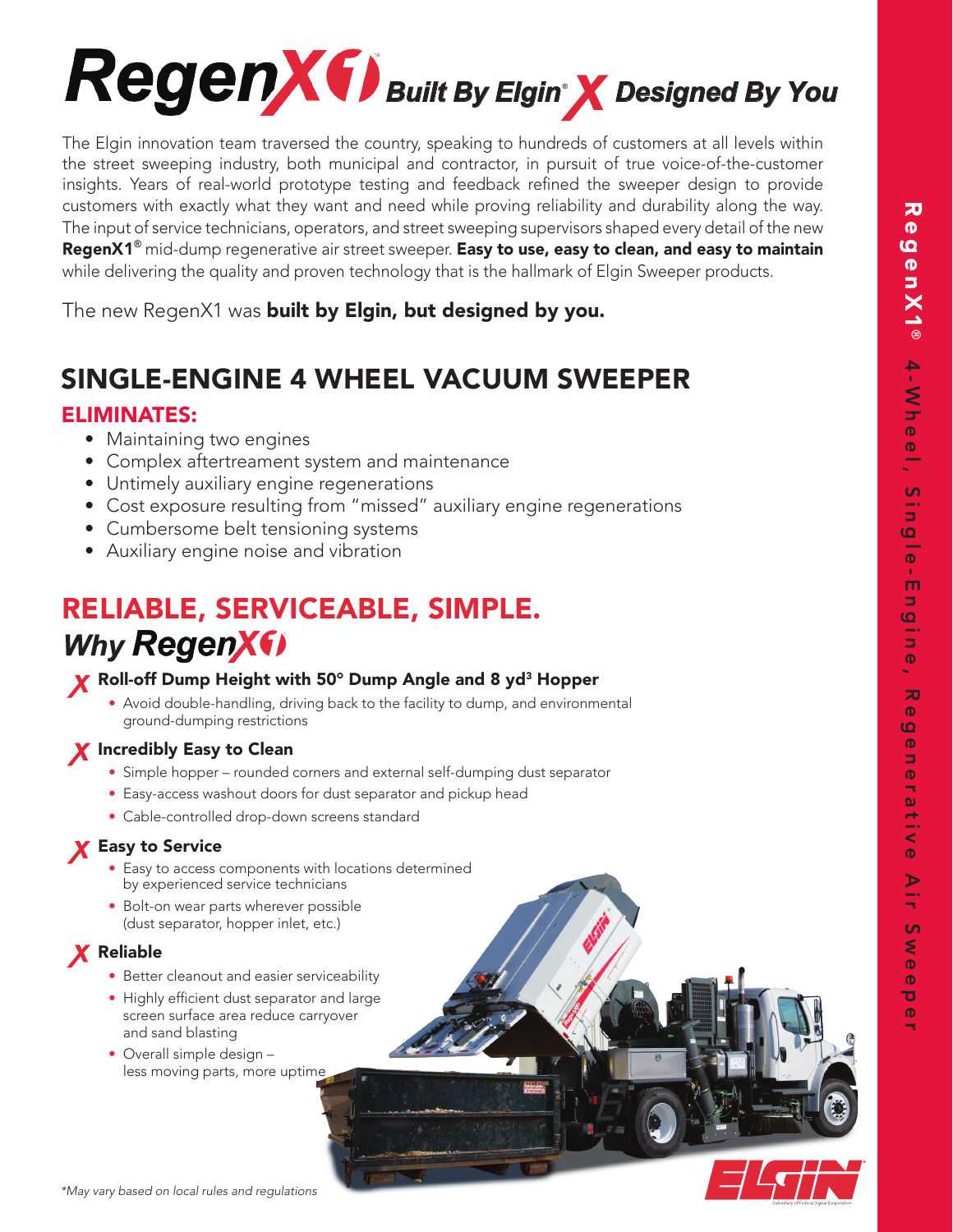# RegenX1™ Built By Elgin® X Designed By You

The Elgin innovation team traversed the country, speaking to hundreds of customers at all levels within the street sweeping industry, both municipal and contractor, in pursuit of true voice-of-the-customer insights. Years of real-world prototype testing and feedback refined the sweeper design to provide customers with exactly what they want and need while proving reliability and durability along the way. The input of service technicians, operators, and street sweeping supervisors shaped every detail of the new **RegenX1®** mid-dump regenerative air street sweeper. **Easy to use, easy to clean, and easy to maintain** while delivering the quality and proven technology that is the hallmark of Elgin Sweeper products.

The new RegenX1 was **built by Elgin, but designed by you.**

## SINGLE-ENGINE 4 WHEEL VACUUM SWEEPER

### ELIMINATES:

- Maintaining two engines
- Complex aftertreament system and maintenance
- Untimely auxiliary engine regenerations
- Cost exposure resulting from "missed" auxiliary engine regenerations
- Cumbersome belt tensioning systems
- Auxiliary engine noise and vibration

## RELIABLE, SERVICEABLE, SIMPLE.

## *Why RegenX1*

### Roll-off Dump Height with 50° Dump Angle and 8 yd³ Hopper

- Avoid double-handling, driving back to the facility to dump, and environmental ground-dumping restrictions

### Incredibly Easy to Clean

- Simple hopper – rounded corners and external self-dumping dust separator
- Easy-access washout doors for dust separator and pickup head
- Cable-controlled drop-down screens standard

### Easy to Service

- Easy to access components with locations determined by experienced service technicians
- Bolt-on wear parts wherever possible (dust separator, hopper inlet, etc.)

### Reliable

- Better cleanout and easier serviceability
- Highly efficient dust separator and large screen surface area reduce carryover and sand blasting
- Overall simple design – less moving parts, more uptime

*\*May vary based on local rules and regulations*

RegenX1® 4-Wheel, Single-Engine, Regenerative Air Sweeper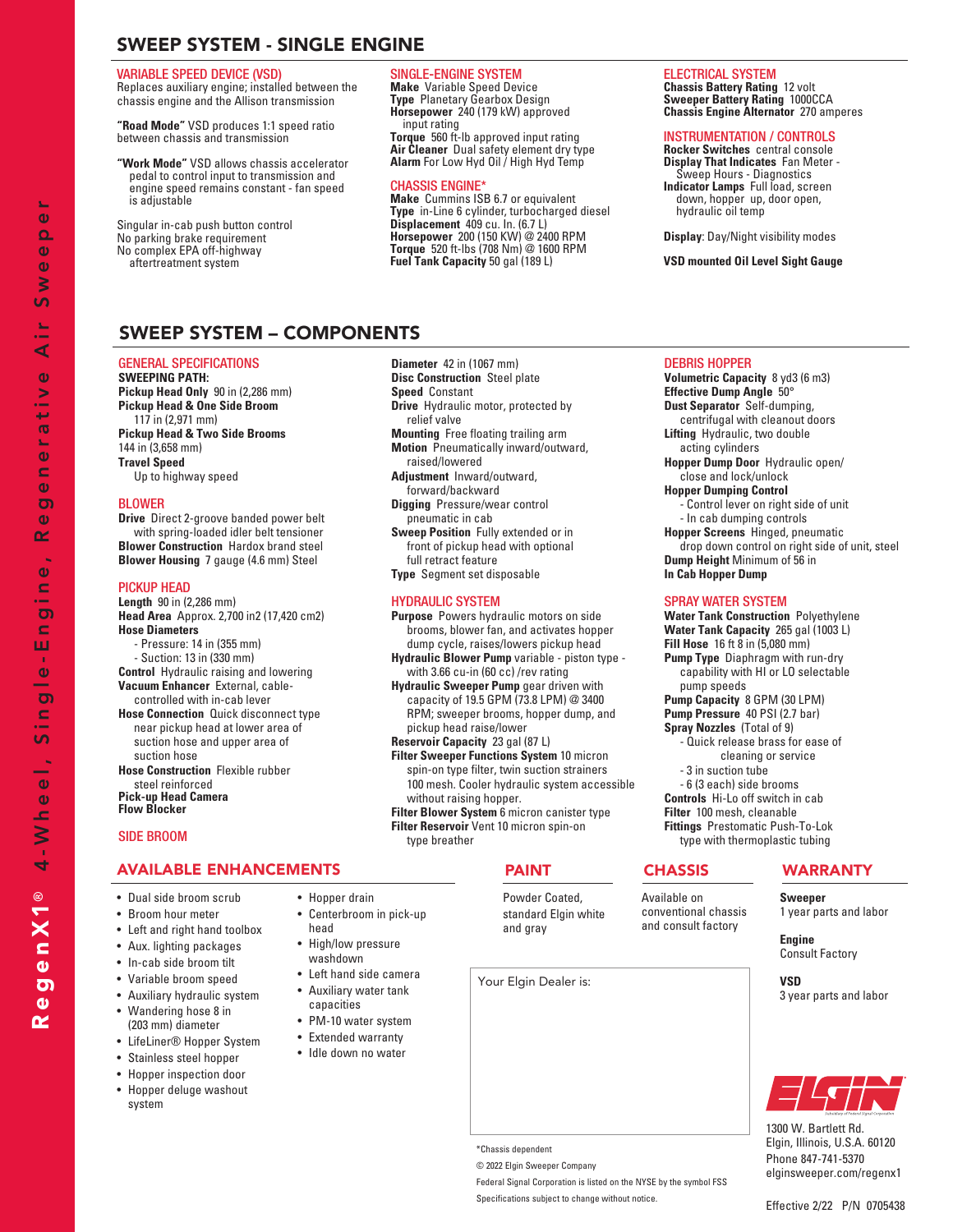## SWEEP SYSTEM - SINGLE ENGINE

### VARIABLE SPEED DEVICE (VSD)

Replaces auxiliary engine; installed between the chassis engine and the Allison transmission

**"Road Mode"** VSD produces 1:1 speed ratio between chassis and transmission

**"Work Mode"** VSD allows chassis accelerator pedal to control input to transmission and engine speed remains constant - fan speed is adjustable

Singular in-cab push button control
No parking brake requirement
No complex EPA off-highway aftertreatment system

### SINGLE-ENGINE SYSTEM

**Make** Variable Speed Device
**Type** Planetary Gearbox Design
**Horsepower** 240 (179 kW) approved input rating
**Torque** 560 ft-lb approved input rating
**Air Cleaner** Dual safety element dry type
**Alarm** For Low Hyd Oil / High Hyd Temp

### CHASSIS ENGINE*

**Make** Cummins ISB 6.7 or equivalent
**Type** in-Line 6 cylinder, turbocharged diesel
**Displacement** 409 cu. In. (6.7 L)
**Horsepower** 200 (150 KW) @ 2400 RPM
**Torque** 520 ft-lbs (708 Nm) @ 1600 RPM
**Fuel Tank Capacity** 50 gal (189 L)

### ELECTRICAL SYSTEM

**Chassis Battery Rating** 12 volt
**Sweeper Battery Rating** 1000CCA
**Chassis Engine Alternator** 270 amperes

### INSTRUMENTATION / CONTROLS

**Rocker Switches** central console
**Display That Indicates** Fan Meter - Sweep Hours - Diagnostics
**Indicator Lamps** Full load, screen down, hopper up, door open, hydraulic oil temp

**Display**: Day/Night visibility modes

**VSD mounted Oil Level Sight Gauge**

## SWEEP SYSTEM – COMPONENTS

### GENERAL SPECIFICATIONS

**SWEEPING PATH:**
**Pickup Head Only** 90 in (2,286 mm)
**Pickup Head & One Side Broom** 117 in (2,971 mm)
**Pickup Head & Two Side Brooms** 144 in (3,658 mm)
**Travel Speed** Up to highway speed

### BLOWER

**Drive** Direct 2-groove banded power belt with spring-loaded idler belt tensioner
**Blower Construction** Hardox brand steel
**Blower Housing** 7 gauge (4.6 mm) Steel

### PICKUP HEAD

**Length** 90 in (2,286 mm)
**Head Area** Approx. 2,700 in2 (17,420 cm2)
**Hose Diameters**
- Pressure: 14 in (355 mm)
- Suction: 13 in (330 mm)

**Control** Hydraulic raising and lowering
**Vacuum Enhancer** External, cable-controlled with in-cab lever
**Hose Connection** Quick disconnect type near pickup head at lower area of suction hose and upper area of suction hose
**Hose Construction** Flexible rubber steel reinforced
**Pick-up Head Camera**
**Flow Blocker**

### SIDE BROOM

**Diameter** 42 in (1067 mm)
**Disc Construction** Steel plate
**Speed** Constant
**Drive** Hydraulic motor, protected by relief valve
**Mounting** Free floating trailing arm
**Motion** Pneumatically inward/outward, raised/lowered
**Adjustment** Inward/outward, forward/backward
**Digging** Pressure/wear control pneumatic in cab
**Sweep Position** Fully extended or in front of pickup head with optional full retract feature
**Type** Segment set disposable

### HYDRAULIC SYSTEM

**Purpose** Powers hydraulic motors on side brooms, blower fan, and activates hopper dump cycle, raises/lowers pickup head
**Hydraulic Blower Pump** variable - piston type - with 3.66 cu-in (60 cc) /rev rating
**Hydraulic Sweeper Pump** gear driven with capacity of 19.5 GPM (73.8 LPM) @ 3400 RPM; sweeper brooms, hopper dump, and pickup head raise/lower
**Reservoir Capacity** 23 gal (87 L)
**Filter Sweeper Functions System** 10 micron spin-on type filter, twin suction strainers 100 mesh. Cooler hydraulic system accessible without raising hopper.
**Filter Blower System** 6 micron canister type
**Filter Reservoir** Vent 10 micron spin-on type breather

### DEBRIS HOPPER

**Volumetric Capacity** 8 yd3 (6 m3)
**Effective Dump Angle** 50°
**Dust Separator** Self-dumping, centrifugal with cleanout doors
**Lifting** Hydraulic, two double acting cylinders
**Hopper Dump Door** Hydraulic open/close and lock/unlock
**Hopper Dumping Control**
- Control lever on right side of unit
- In cab dumping controls

**Hopper Screens** Hinged, pneumatic drop down control on right side of unit, steel
**Dump Height** Minimum of 56 in
**In Cab Hopper Dump**

### SPRAY WATER SYSTEM

**Water Tank Construction** Polyethylene
**Water Tank Capacity** 265 gal (1003 L)
**Fill Hose** 16 ft 8 in (5,080 mm)
**Pump Type** Diaphragm with run-dry capability with HI or LO selectable pump speeds
**Pump Capacity** 8 GPM (30 LPM)
**Pump Pressure** 40 PSI (2.7 bar)
**Spray Nozzles** (Total of 9)
- Quick release brass for ease of cleaning or service
- 3 in suction tube
- 6 (3 each) side brooms

**Controls** Hi-Lo off switch in cab
**Filter** 100 mesh, cleanable
**Fittings** Prestomatic Push-To-Lok type with thermoplastic tubing

## AVAILABLE ENHANCEMENTS

- Dual side broom scrub
- Broom hour meter
- Left and right hand toolbox
- Aux. lighting packages
- In-cab side broom tilt
- Variable broom speed
- Auxiliary hydraulic system
- Wandering hose 8 in (203 mm) diameter
- LifeLiner® Hopper System
- Stainless steel hopper
- Hopper inspection door
- Hopper deluge washout system
- Hopper drain
- Centerbroom in pick-up head
- High/low pressure washdown
- Left hand side camera
- Auxiliary water tank capacities
- PM-10 water system
- Extended warranty
- Idle down no water

## PAINT

Powder Coated, standard Elgin white and gray

## CHASSIS

Available on conventional chassis and consult factory

## WARRANTY

**Sweeper**
1 year parts and labor

**Engine**
Consult Factory

**VSD**
3 year parts and labor

Your Elgin Dealer is:

*Chassis dependent

© 2022 Elgin Sweeper Company

Federal Signal Corporation is listed on the NYSE by the symbol FSS

Specifications subject to change without notice.

ELGIN

1300 W. Bartlett Rd.
Elgin, Illinois, U.S.A. 60120
Phone 847-741-5370
elginsweeper.com/regenx1

Effective 2/22 P/N 0705438